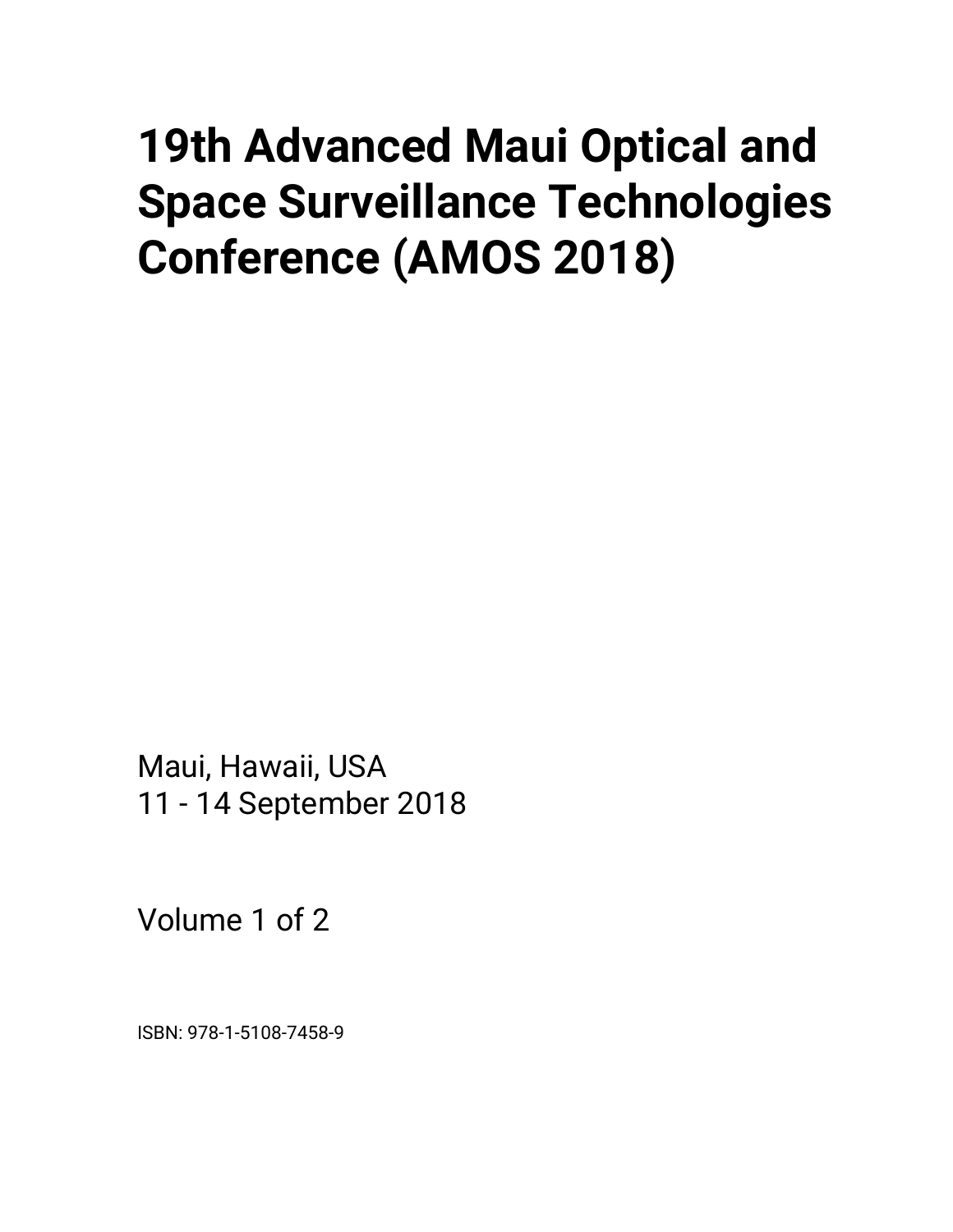# 19th Advanced Maui Optical and Space Surveillance Technologies Conference (AMOS 2018)

Maui, Hawaii, USA
11 - 14 September 2018

Volume 1 of 2

ISBN: 978-1-5108-7458-9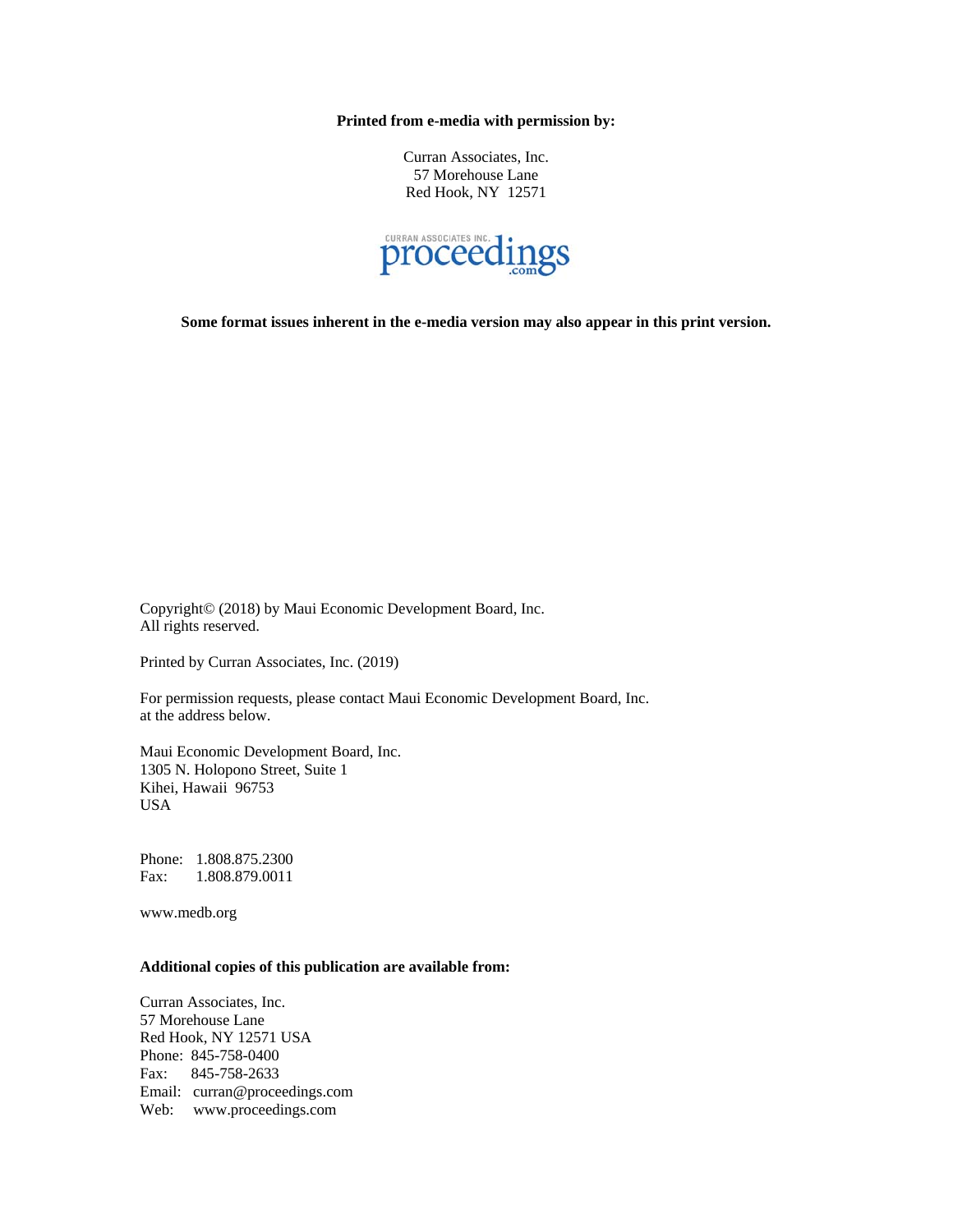**Printed from e-media with permission by:**

Curran Associates, Inc.
57 Morehouse Lane
Red Hook, NY 12571

CURRAN ASSOCIATES INC. proceedings.com

**Some format issues inherent in the e-media version may also appear in this print version.**

Copyright© (2018) by Maui Economic Development Board, Inc.
All rights reserved.

Printed by Curran Associates, Inc. (2019)

For permission requests, please contact Maui Economic Development Board, Inc. at the address below.

Maui Economic Development Board, Inc.
1305 N. Holopono Street, Suite 1
Kihei, Hawaii 96753
USA

Phone: 1.808.875.2300
Fax: 1.808.879.0011

www.medb.org

**Additional copies of this publication are available from:**

Curran Associates, Inc.
57 Morehouse Lane
Red Hook, NY 12571 USA
Phone: 845-758-0400
Fax: 845-758-2633
Email: curran@proceedings.com
Web: www.proceedings.com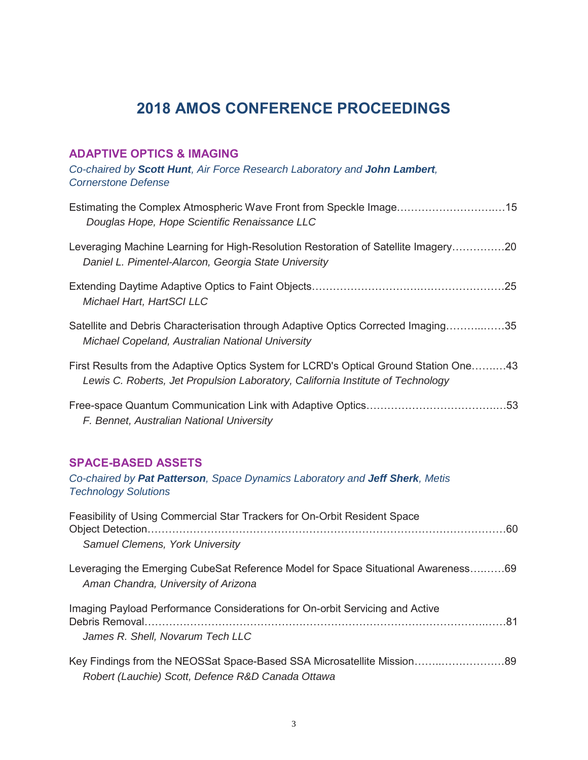# 2018 AMOS CONFERENCE PROCEEDINGS

## ADAPTIVE OPTICS & IMAGING

*Co-chaired by* ***Scott Hunt****, Air Force Research Laboratory and* ***John Lambert****, Cornerstone Defense*

Estimating the Complex Atmospheric Wave Front from Speckle Image…………………………..…15
*Douglas Hope, Hope Scientific Renaissance LLC*

Leveraging Machine Learning for High-Resolution Restoration of Satellite Imagery……………20
*Daniel L. Pimentel-Alarcon, Georgia State University*

Extending Daytime Adaptive Optics to Faint Objects………………………………………………25
*Michael Hart, HartSCI LLC*

Satellite and Debris Characterisation through Adaptive Optics Corrected Imaging………..……35
*Michael Copeland, Australian National University*

First Results from the Adaptive Optics System for LCRD's Optical Ground Station One……..…43
*Lewis C. Roberts, Jet Propulsion Laboratory, California Institute of Technology*

Free-space Quantum Communication Link with Adaptive Optics……………………………….…53
*F. Bennet, Australian National University*

## SPACE-BASED ASSETS

*Co-chaired by* ***Pat Patterson****, Space Dynamics Laboratory and* ***Jeff Sherk****, Metis Technology Solutions*

Feasibility of Using Commercial Star Trackers for On-Orbit Resident Space Object Detection………………………………………………………………………………………60
*Samuel Clemens, York University*

Leveraging the Emerging CubeSat Reference Model for Space Situational Awareness…..……69
*Aman Chandra, University of Arizona*

Imaging Payload Performance Considerations for On-orbit Servicing and Active Debris Removal…………………………………………………………………………………..……81
*James R. Shell, Novarum Tech LLC*

Key Findings from the NEOSSat Space-Based SSA Microsatellite Mission……..………………89
*Robert (Lauchie) Scott, Defence R&D Canada Ottawa*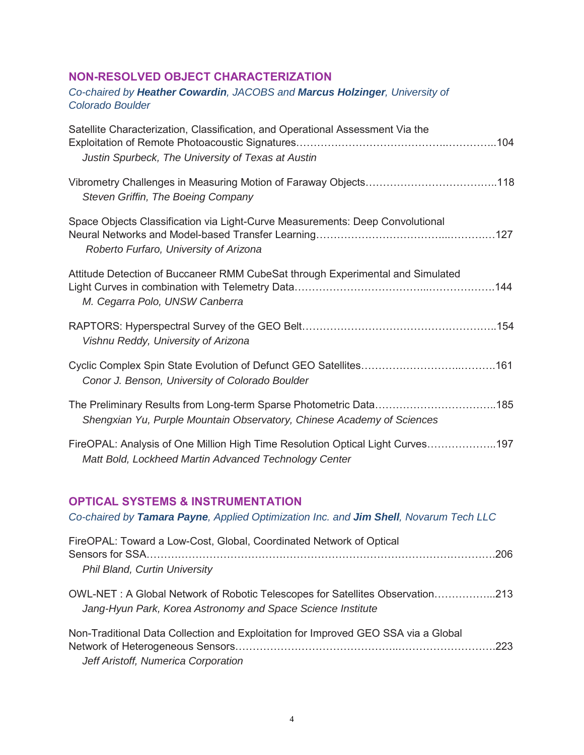## NON-RESOLVED OBJECT CHARACTERIZATION

*Co-chaired by **Heather Cowardin**, JACOBS and **Marcus Holzinger**, University of Colorado Boulder*

Satellite Characterization, Classification, and Operational Assessment Via the Exploitation of Remote Photoacoustic Signatures……………………………………..…………..104
*Justin Spurbeck, The University of Texas at Austin*

Vibrometry Challenges in Measuring Motion of Faraway Objects………………………………..118
*Steven Griffin, The Boeing Company*

Space Objects Classification via Light-Curve Measurements: Deep Convolutional Neural Networks and Model-based Transfer Learning…………….………………...…………..127
*Roberto Furfaro, University of Arizona*

Attitude Detection of Buccaneer RMM CubeSat through Experimental and Simulated Light Curves in combination with Telemetry Data………………………………...……………….144
*M. Cegarra Polo, UNSW Canberra*

RAPTORS: Hyperspectral Survey of the GEO Belt………………………………………………..154
*Vishnu Reddy, University of Arizona*

Cyclic Complex Spin State Evolution of Defunct GEO Satellites…………………………..……..161
*Conor J. Benson, University of Colorado Boulder*

The Preliminary Results from Long-term Sparse Photometric Data……………………………..185
*Shengxian Yu, Purple Mountain Observatory, Chinese Academy of Sciences*

FireOPAL: Analysis of One Million High Time Resolution Optical Light Curves………………..197
*Matt Bold, Lockheed Martin Advanced Technology Center*

## OPTICAL SYSTEMS & INSTRUMENTATION

*Co-chaired by **Tamara Payne**, Applied Optimization Inc. and **Jim Shell**, Novarum Tech LLC*

FireOPAL: Toward a Low-Cost, Global, Coordinated Network of Optical Sensors for SSA……………………………………………………………………………………….206
*Phil Bland, Curtin University*

OWL-NET : A Global Network of Robotic Telescopes for Satellites Observation……………...213
*Jang-Hyun Park, Korea Astronomy and Space Science Institute*

Non-Traditional Data Collection and Exploitation for Improved GEO SSA via a Global Network of Heterogeneous Sensors……………………………………..……………………….223
*Jeff Aristoff, Numerica Corporation*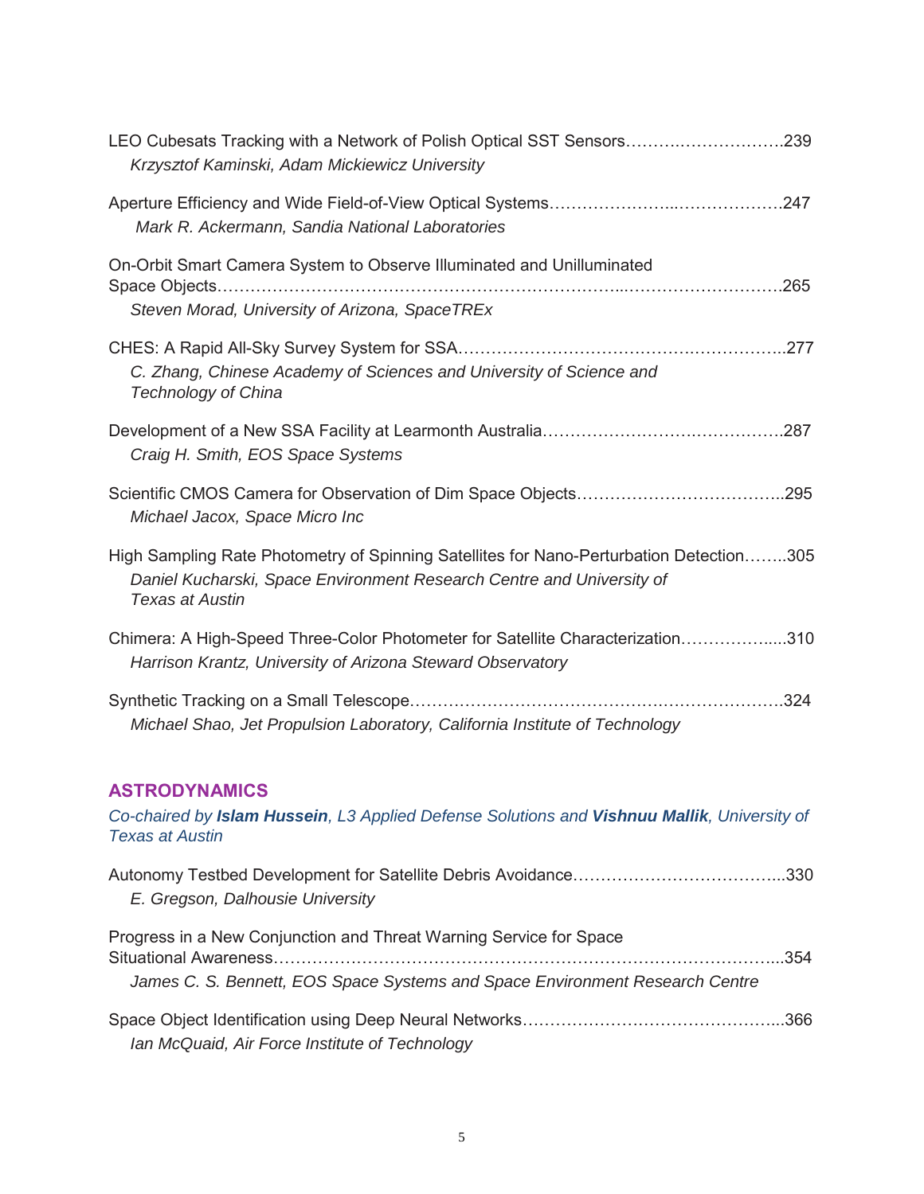LEO Cubesats Tracking with a Network of Polish Optical SST Sensors……….………………….239
*Krzysztof Kaminski, Adam Mickiewicz University*

Aperture Efficiency and Wide Field-of-View Optical Systems…………………..……………….247
*Mark R. Ackermann, Sandia National Laboratories*

On-Orbit Smart Camera System to Observe Illuminated and Unilluminated Space Objects…………………………………………………………...……………………….265
*Steven Morad, University of Arizona, SpaceTREx*

CHES: A Rapid All-Sky Survey System for SSA…………………………………..……………..277
*C. Zhang, Chinese Academy of Sciences and University of Science and Technology of China*

Development of a New SSA Facility at Learmonth Australia……………………….…………….287
*Craig H. Smith, EOS Space Systems*

Scientific CMOS Camera for Observation of Dim Space Objects………………………………..295
*Michael Jacox, Space Micro Inc*

High Sampling Rate Photometry of Spinning Satellites for Nano-Perturbation Detection……..305
*Daniel Kucharski, Space Environment Research Centre and University of Texas at Austin*

Chimera: A High-Speed Three-Color Photometer for Satellite Characterization…………….....310
*Harrison Krantz, University of Arizona Steward Observatory*

Synthetic Tracking on a Small Telescope…………………………………….………………….324
*Michael Shao, Jet Propulsion Laboratory, California Institute of Technology*

## ASTRODYNAMICS

*Co-chaired by **Islam Hussein**, L3 Applied Defense Solutions and **Vishnuu Mallik**, University of Texas at Austin*

Autonomy Testbed Development for Satellite Debris Avoidance………………………………...330
*E. Gregson, Dalhousie University*

Progress in a New Conjunction and Threat Warning Service for Space Situational Awareness……………………………………………………………………………...354
*James C. S. Bennett, EOS Space Systems and Space Environment Research Centre*

Space Object Identification using Deep Neural Networks………………………………………...366
*Ian McQuaid, Air Force Institute of Technology*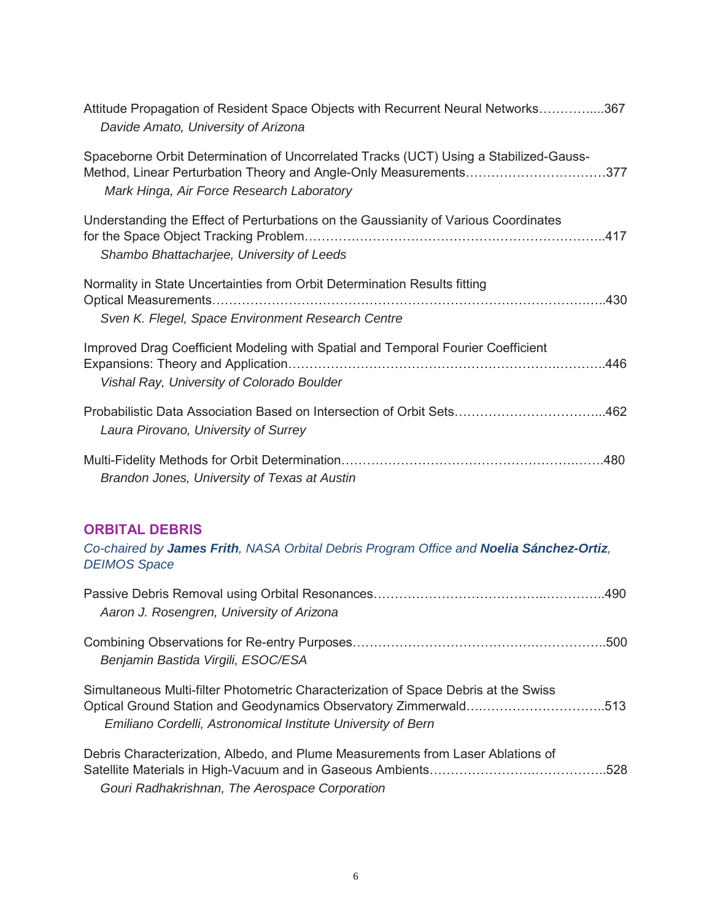Attitude Propagation of Resident Space Objects with Recurrent Neural Networks…………....367
*Davide Amato, University of Arizona*

Spaceborne Orbit Determination of Uncorrelated Tracks (UCT) Using a Stabilized-Gauss-Method, Linear Perturbation Theory and Angle-Only Measurements……………………………377
*Mark Hinga, Air Force Research Laboratory*

Understanding the Effect of Perturbations on the Gaussianity of Various Coordinates for the Space Object Tracking Problem……………………………………………………………..417
*Shambo Bhattacharjee, University of Leeds*

Normality in State Uncertainties from Orbit Determination Results fitting Optical Measurements………………………………………………………………………………..430
*Sven K. Flegel, Space Environment Research Centre*

Improved Drag Coefficient Modeling with Spatial and Temporal Fourier Coefficient Expansions: Theory and Application……………………………………………………………….446
*Vishal Ray, University of Colorado Boulder*

Probabilistic Data Association Based on Intersection of Orbit Sets……………………………..462
*Laura Pirovano, University of Surrey*

Multi-Fidelity Methods for Orbit Determination…………………………………………………….480
*Brandon Jones, University of Texas at Austin*

## ORBITAL DEBRIS

*Co-chaired by **James Frith**, NASA Orbital Debris Program Office and **Noelia Sánchez-Ortiz**, DEIMOS Space*

Passive Debris Removal using Orbital Resonances………………………………...…………..490
*Aaron J. Rosengren, University of Arizona*

Combining Observations for Re-entry Purposes…………………………………….…………..500
*Benjamin Bastida Virgili, ESOC/ESA*

Simultaneous Multi-filter Photometric Characterization of Space Debris at the Swiss Optical Ground Station and Geodynamics Observatory Zimmerwald….………………………..513
*Emiliano Cordelli, Astronomical Institute University of Bern*

Debris Characterization, Albedo, and Plume Measurements from Laser Ablations of Satellite Materials in High-Vacuum and in Gaseous Ambients…………………….…………….528
*Gouri Radhakrishnan, The Aerospace Corporation*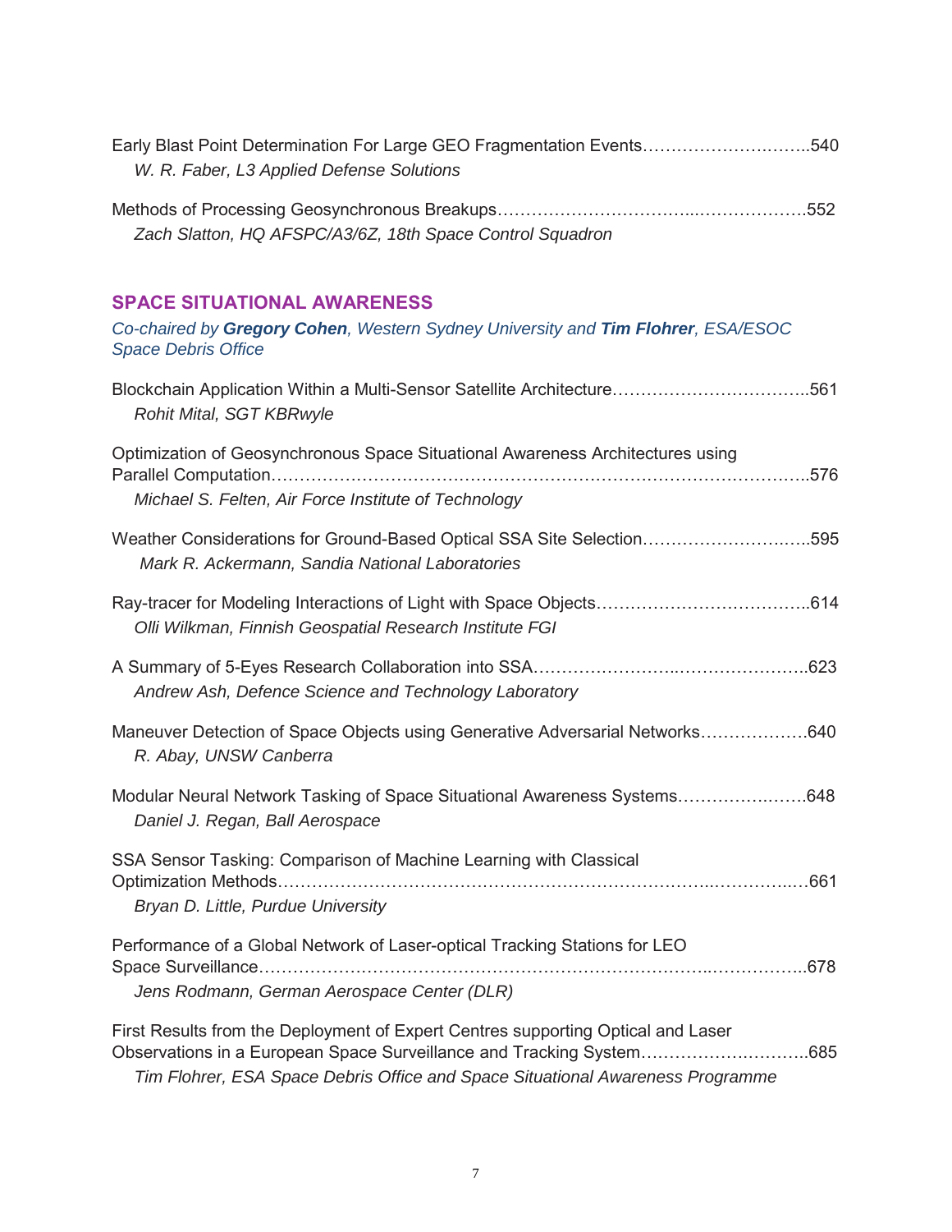Early Blast Point Determination For Large GEO Fragmentation Events……………………….…..540
*W. R. Faber, L3 Applied Defense Solutions*

Methods of Processing Geosynchronous Breakups……………………………..……………….552
*Zach Slatton, HQ AFSPC/A3/6Z, 18th Space Control Squadron*

## SPACE SITUATIONAL AWARENESS

*Co-chaired by **Gregory Cohen**, Western Sydney University and **Tim Flohrer**, ESA/ESOC Space Debris Office*

Blockchain Application Within a Multi-Sensor Satellite Architecture……………………………..561
*Rohit Mital, SGT KBRwyle*

Optimization of Geosynchronous Space Situational Awareness Architectures using Parallel Computation………………………………………………………….……………….…………..576
*Michael S. Felten, Air Force Institute of Technology*

Weather Considerations for Ground-Based Optical SSA Site Selection…………………….…..595
*Mark R. Ackermann, Sandia National Laboratories*

Ray-tracer for Modeling Interactions of Light with Space Objects……………………………….614
*Olli Wilkman, Finnish Geospatial Research Institute FGI*

A Summary of 5-Eyes Research Collaboration into SSA……………………..…………………..623
*Andrew Ash, Defence Science and Technology Laboratory*

Maneuver Detection of Space Objects using Generative Adversarial Networks……………….640
*R. Abay, UNSW Canberra*

Modular Neural Network Tasking of Space Situational Awareness Systems…………….……..648
*Daniel J. Regan, Ball Aerospace*

SSA Sensor Tasking: Comparison of Machine Learning with Classical Optimization Methods…………………………………………………………………..……………..…661
*Bryan D. Little, Purdue University*

Performance of a Global Network of Laser-optical Tracking Stations for LEO Space Surveillance……………………………………………………………………..……………..678
*Jens Rodmann, German Aerospace Center (DLR)*

First Results from the Deployment of Expert Centres supporting Optical and Laser Observations in a European Space Surveillance and Tracking System……………….………..685
*Tim Flohrer, ESA Space Debris Office and Space Situational Awareness Programme*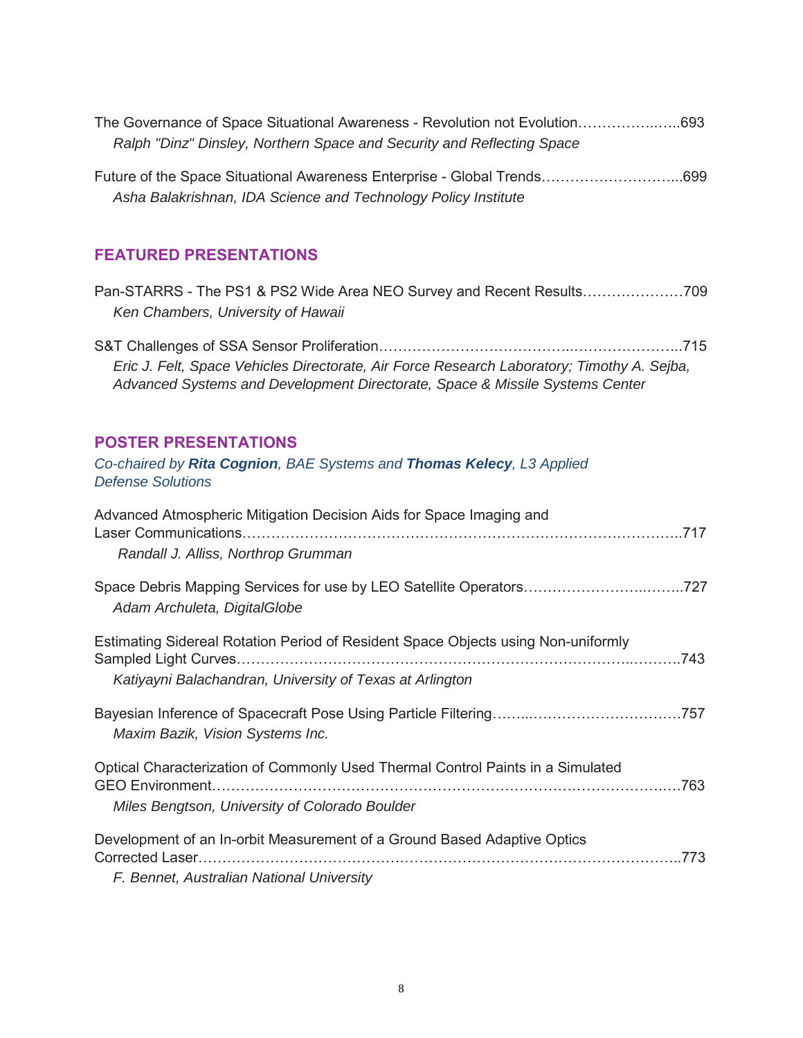The Governance of Space Situational Awareness - Revolution not Evolution……………..…..693
*Ralph "Dinz" Dinsley, Northern Space and Security and Reflecting Space*

Future of the Space Situational Awareness Enterprise - Global Trends………………………...699
*Asha Balakrishnan, IDA Science and Technology Policy Institute*

## FEATURED PRESENTATIONS

Pan-STARRS - The PS1 & PS2 Wide Area NEO Survey and Recent Results…………………709
*Ken Chambers, University of Hawaii*

S&T Challenges of SSA Sensor Proliferation………………………………..…………………..715
*Eric J. Felt, Space Vehicles Directorate, Air Force Research Laboratory; Timothy A. Sejba, Advanced Systems and Development Directorate, Space & Missile Systems Center*

## POSTER PRESENTATIONS

*Co-chaired by **Rita Cognion**, BAE Systems and **Thomas Kelecy**, L3 Applied Defense Solutions*

Advanced Atmospheric Mitigation Decision Aids for Space Imaging and Laser Communications……………………………………………………………………….…………..717
*Randall J. Alliss, Northrop Grumman*

Space Debris Mapping Services for use by LEO Satellite Operators……………………..……..727
*Adam Archuleta, DigitalGlobe*

Estimating Sidereal Rotation Period of Resident Space Objects using Non-uniformly Sampled Light Curves…………………………………………………………………..……….743
*Katiyayni Balachandran, University of Texas at Arlington*

Bayesian Inference of Spacecraft Pose Using Particle Filtering……...……………………………757
*Maxim Bazik, Vision Systems Inc.*

Optical Characterization of Commonly Used Thermal Control Paints in a Simulated GEO Environment…………………………………………………………………………………..…763
*Miles Bengtson, University of Colorado Boulder*

Development of an In-orbit Measurement of a Ground Based Adaptive Optics Corrected Laser………………………………………………………………………………………..773
*F. Bennet, Australian National University*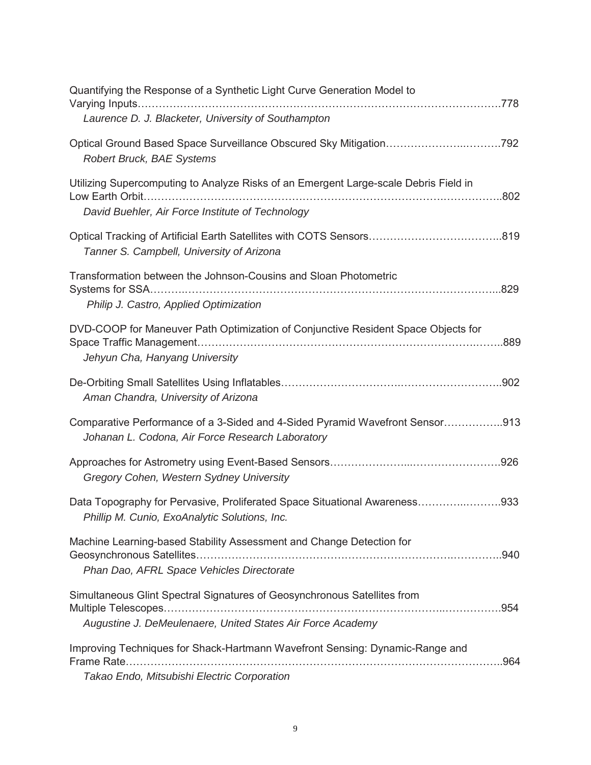Quantifying the Response of a Synthetic Light Curve Generation Model to Varying Inputs……………………………………………………………………………………………778
*Laurence D. J. Blacketer, University of Southampton*

Optical Ground Based Space Surveillance Obscured Sky Mitigation……………………..……….792
*Robert Bruck, BAE Systems*

Utilizing Supercomputing to Analyze Risks of an Emergent Large-scale Debris Field in Low Earth Orbit……………………………………………………………………………….……………..802
*David Buehler, Air Force Institute of Technology*

Optical Tracking of Artificial Earth Satellites with COTS Sensors………………………………..819
*Tanner S. Campbell, University of Arizona*

Transformation between the Johnson-Cousins and Sloan Photometric Systems for SSA……….…………………………………………………………………………………...829
*Philip J. Castro, Applied Optimization*

DVD-COOP for Maneuver Path Optimization of Conjunctive Resident Space Objects for Space Traffic Management……………………………………………………………………….……..889
*Jehyun Cha, Hanyang University*

De-Orbiting Small Satellites Using Inflatables…………………………….……………………….902
*Aman Chandra, University of Arizona*

Comparative Performance of a 3-Sided and 4-Sided Pyramid Wavefront Sensor……………..913
*Johanan L. Codona, Air Force Research Laboratory*

Approaches for Astrometry using Event-Based Sensors………………....…………………….926
*Gregory Cohen, Western Sydney University*

Data Topography for Pervasive, Proliferated Space Situational Awareness………..……….933
*Phillip M. Cunio, ExoAnalytic Solutions, Inc.*

Machine Learning-based Stability Assessment and Change Detection for Geosynchronous Satellites……………………………………………………………….…………..940
*Phan Dao, AFRL Space Vehicles Directorate*

Simultaneous Glint Spectral Signatures of Geosynchronous Satellites from Multiple Telescopes…………………………………………………………………..…………….954
*Augustine J. DeMeulenaere, United States Air Force Academy*

Improving Techniques for Shack-Hartmann Wavefront Sensing: Dynamic-Range and Frame Rate……………………………………………………………………………………….…..964
*Takao Endo, Mitsubishi Electric Corporation*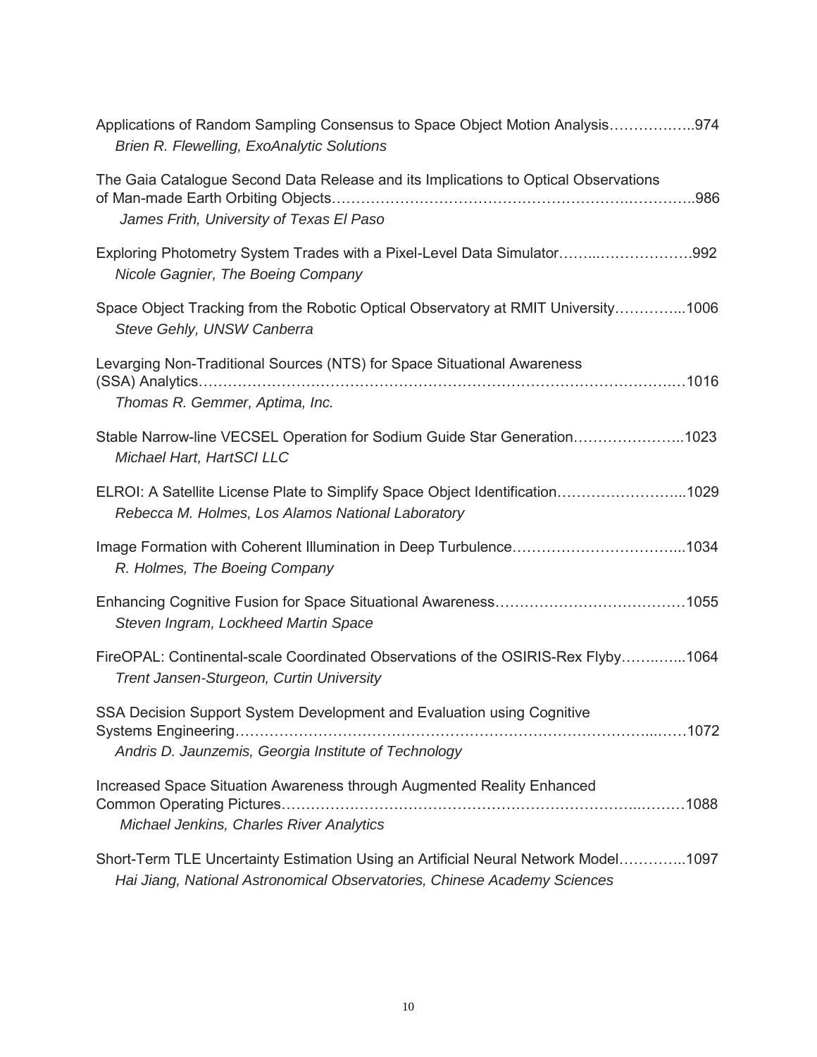Applications of Random Sampling Consensus to Space Object Motion Analysis……………..974
*Brien R. Flewelling, ExoAnalytic Solutions*

The Gaia Catalogue Second Data Release and its Implications to Optical Observations of Man-made Earth Orbiting Objects…………………………………………………………..986
*James Frith, University of Texas El Paso*

Exploring Photometry System Trades with a Pixel-Level Data Simulator……..……………….992
*Nicole Gagnier, The Boeing Company*

Space Object Tracking from the Robotic Optical Observatory at RMIT University…………...1006
*Steve Gehly, UNSW Canberra*

Levarging Non-Traditional Sources (NTS) for Space Situational Awareness (SSA) Analytics…………………………………………………………………………………….1016
*Thomas R. Gemmer, Aptima, Inc.*

Stable Narrow-line VECSEL Operation for Sodium Guide Star Generation…………………..1023
*Michael Hart, HartSCI LLC*

ELROI: A Satellite License Plate to Simplify Space Object Identification……………………...1029
*Rebecca M. Holmes, Los Alamos National Laboratory*

Image Formation with Coherent Illumination in Deep Turbulence……………………………...1034
*R. Holmes, The Boeing Company*

Enhancing Cognitive Fusion for Space Situational Awareness…………………………………1055
*Steven Ingram, Lockheed Martin Space*

FireOPAL: Continental-scale Coordinated Observations of the OSIRIS-Rex Flyby……..…...1064
*Trent Jansen-Sturgeon, Curtin University*

SSA Decision Support System Development and Evaluation using Cognitive Systems Engineering…………………………………………………………………………...……1072
*Andris D. Jaunzemis, Georgia Institute of Technology*

Increased Space Situation Awareness through Augmented Reality Enhanced Common Operating Pictures…………………………………………………………..………1088
*Michael Jenkins, Charles River Analytics*

Short-Term TLE Uncertainty Estimation Using an Artificial Neural Network Model…………..1097
*Hai Jiang, National Astronomical Observatories, Chinese Academy Sciences*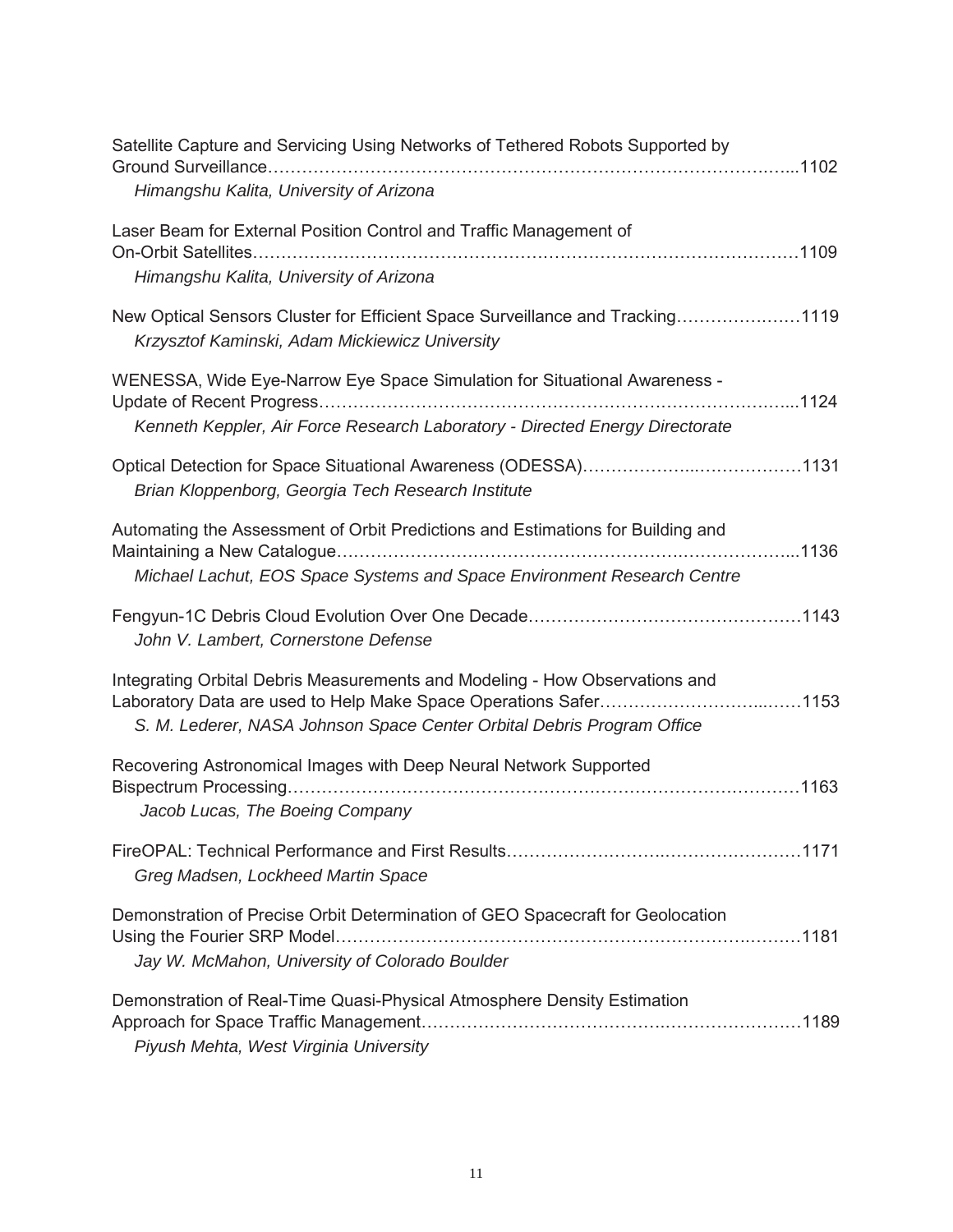Satellite Capture and Servicing Using Networks of Tethered Robots Supported by Ground Surveillance……………………………………………………………………………...1102
*Himangshu Kalita, University of Arizona*

Laser Beam for External Position Control and Traffic Management of On-Orbit Satellites……………………………………………………………………………………1109
*Himangshu Kalita, University of Arizona*

New Optical Sensors Cluster for Efficient Space Surveillance and Tracking…………………1119
*Krzysztof Kaminski, Adam Mickiewicz University*

WENESSA, Wide Eye-Narrow Eye Space Simulation for Situational Awareness - Update of Recent Progress…………………………………………………………………………...1124
*Kenneth Keppler, Air Force Research Laboratory - Directed Energy Directorate*

Optical Detection for Space Situational Awareness (ODESSA)………………..………………1131
*Brian Kloppenborg, Georgia Tech Research Institute*

Automating the Assessment of Orbit Predictions and Estimations for Building and Maintaining a New Catalogue……………………………………………………………………...1136
*Michael Lachut, EOS Space Systems and Space Environment Research Centre*

Fengyun-1C Debris Cloud Evolution Over One Decade…………………………………………1143
*John V. Lambert, Cornerstone Defense*

Integrating Orbital Debris Measurements and Modeling - How Observations and Laboratory Data are used to Help Make Space Operations Safer……………………………..……1153
*S. M. Lederer, NASA Johnson Space Center Orbital Debris Program Office*

Recovering Astronomical Images with Deep Neural Network Supported Bispectrum Processing……………………………………………………………………………1163
*Jacob Lucas, The Boeing Company*

FireOPAL: Technical Performance and First Results…………………….……………………1171
*Greg Madsen, Lockheed Martin Space*

Demonstration of Precise Orbit Determination of GEO Spacecraft for Geolocation Using the Fourier SRP Model………………………………………………………………..………1181
*Jay W. McMahon, University of Colorado Boulder*

Demonstration of Real-Time Quasi-Physical Atmosphere Density Estimation Approach for Space Traffic Management…………………………………….……………………1189
*Piyush Mehta, West Virginia University*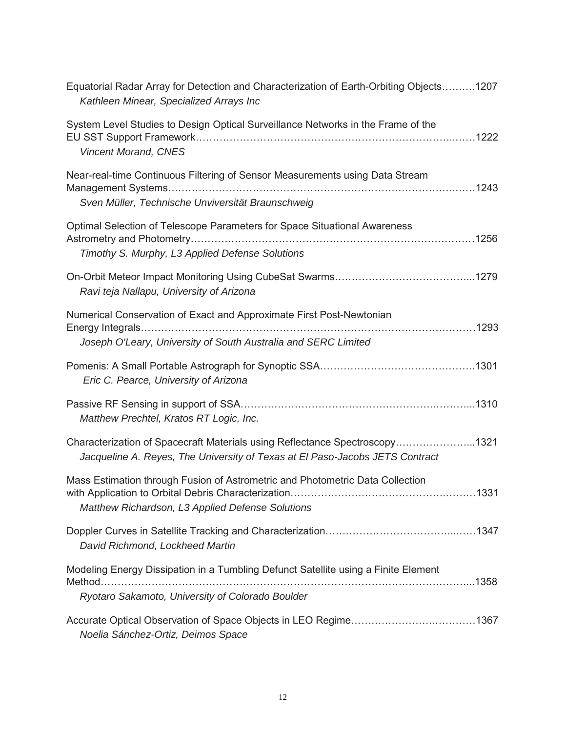Equatorial Radar Array for Detection and Characterization of Earth-Orbiting Objects……….1207
*Kathleen Minear, Specialized Arrays Inc*

System Level Studies to Design Optical Surveillance Networks in the Frame of the EU SST Support Framework……………………………………………………………………..……1222
*Vincent Morand, CNES*

Near-real-time Continuous Filtering of Sensor Measurements using Data Stream Management Systems……………………………………………………………………….……1243
*Sven Müller, Technische Unviversität Braunschweig*

Optimal Selection of Telescope Parameters for Space Situational Awareness Astrometry and Photometry………………………………………………………………………1256
*Timothy S. Murphy, L3 Applied Defense Solutions*

On-Orbit Meteor Impact Monitoring Using CubeSat Swarms…………………………………...1279
*Ravi teja Nallapu, University of Arizona*

Numerical Conservation of Exact and Approximate First Post-Newtonian Energy Integrals………………………………………………………………………………………1293
*Joseph O'Leary, University of South Australia and SERC Limited*

Pomenis: A Small Portable Astrograph for Synoptic SSA……………………………….……….1301
*Eric C. Pearce, University of Arizona*

Passive RF Sensing in support of SSA…………………………………………………….………...1310
*Matthew Prechtel, Kratos RT Logic, Inc.*

Characterization of Spacecraft Materials using Reflectance Spectroscopy…………………...1321
*Jacqueline A. Reyes, The University of Texas at El Paso-Jacobs JETS Contract*

Mass Estimation through Fusion of Astrometric and Photometric Data Collection with Application to Orbital Debris Characterization…………………………………….………1331
*Matthew Richardson, L3 Applied Defense Solutions*

Doppler Curves in Satellite Tracking and Characterization………………………………..……1347
*David Richmond, Lockheed Martin*

Modeling Energy Dissipation in a Tumbling Defunct Satellite using a Finite Element Method……………………………………………………………………………………………...1358
*Ryotaro Sakamoto, University of Colorado Boulder*

Accurate Optical Observation of Space Objects in LEO Regime……………………….…………1367
*Noelia Sánchez-Ortiz, Deimos Space*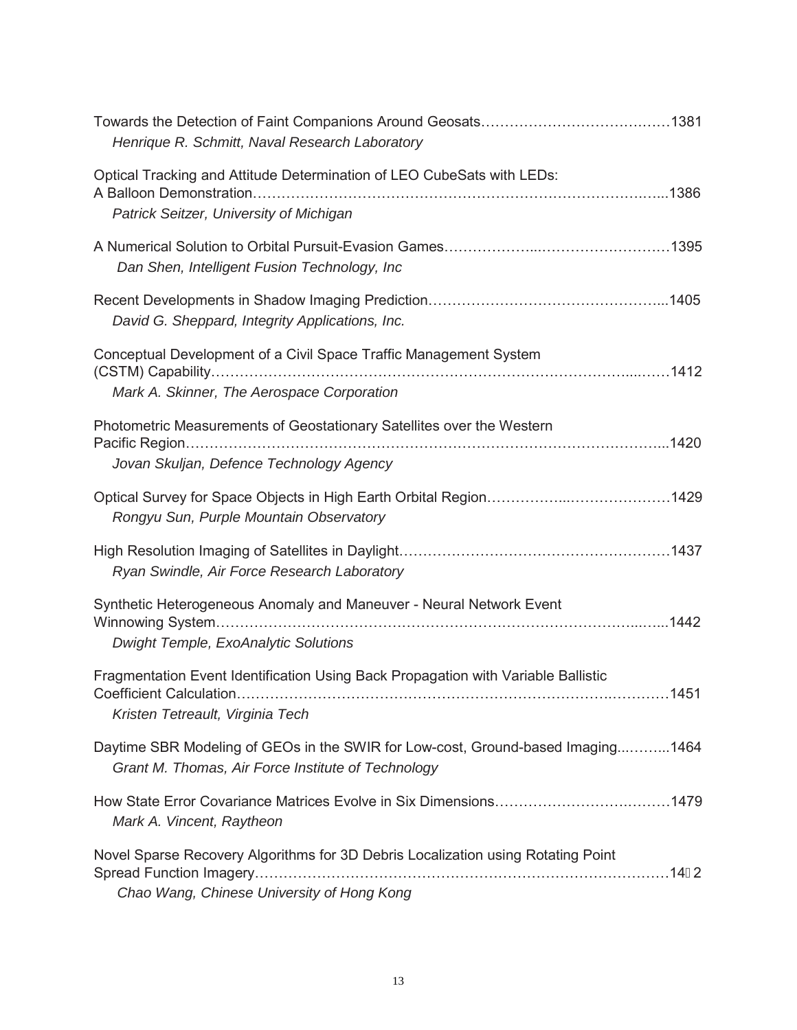Towards the Detection of Faint Companions Around Geosats…………………………………1381
*Henrique R. Schmitt, Naval Research Laboratory*

Optical Tracking and Attitude Determination of LEO CubeSats with LEDs:
A Balloon Demonstration……………………………………………………………………...1386
*Patrick Seitzer, University of Michigan*

A Numerical Solution to Orbital Pursuit-Evasion Games………………...………………………1395
*Dan Shen, Intelligent Fusion Technology, Inc*

Recent Developments in Shadow Imaging Prediction…………………………………………...1405
*David G. Sheppard, Integrity Applications, Inc.*

Conceptual Development of a Civil Space Traffic Management System
(CSTM) Capability……………………………………………………………………...……1412
*Mark A. Skinner, The Aerospace Corporation*

Photometric Measurements of Geostationary Satellites over the Western
Pacific Region…………………………………………………………………………………...1420
*Jovan Skuljan, Defence Technology Agency*

Optical Survey for Space Objects in High Earth Orbital Region……………...…………………1429
*Rongyu Sun, Purple Mountain Observatory*

High Resolution Imaging of Satellites in Daylight…………………………………………………1437
*Ryan Swindle, Air Force Research Laboratory*

Synthetic Heterogeneous Anomaly and Maneuver - Neural Network Event
Winnowing System……………………………………………………………………...…...1442
*Dwight Temple, ExoAnalytic Solutions*

Fragmentation Event Identification Using Back Propagation with Variable Ballistic
Coefficient Calculation…………………………………………………………………………1451
*Kristen Tetreault, Virginia Tech*

Daytime SBR Modeling of GEOs in the SWIR for Low-cost, Ground-based Imaging...……...1464
*Grant M. Thomas, Air Force Institute of Technology*

How State Error Covariance Matrices Evolve in Six Dimensions………………………….……1479
*Mark A. Vincent, Raytheon*

Novel Sparse Recovery Algorithms for 3D Debris Localization using Rotating Point
Spread Function Imagery………………………………………………………………………14 2
*Chao Wang, Chinese University of Hong Kong*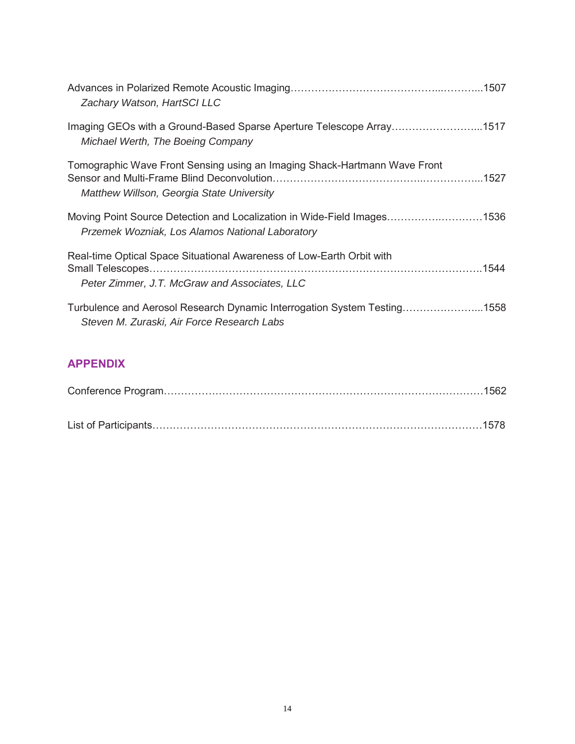Advances in Polarized Remote Acoustic Imaging……………………………………...………...1507
*Zachary Watson, HartSCI LLC*

Imaging GEOs with a Ground-Based Sparse Aperture Telescope Array……………………...1517
*Michael Werth, The Boeing Company*

Tomographic Wave Front Sensing using an Imaging Shack-Hartmann Wave Front Sensor and Multi-Frame Blind Deconvolution……………………………………..……………...1527
*Matthew Willson, Georgia State University*

Moving Point Source Detection and Localization in Wide-Field Images…………….…………1536
*Przemek Wozniak, Los Alamos National Laboratory*

Real-time Optical Space Situational Awareness of Low-Earth Orbit with Small Telescopes……………………………………………………………………………………..1544
*Peter Zimmer, J.T. McGraw and Associates, LLC*

Turbulence and Aerosol Research Dynamic Interrogation System Testing…………………...1558
*Steven M. Zuraski, Air Force Research Labs*

## APPENDIX

Conference Program……………………………………………………………………………1562

List of Participants………………………………………………………………………………1578